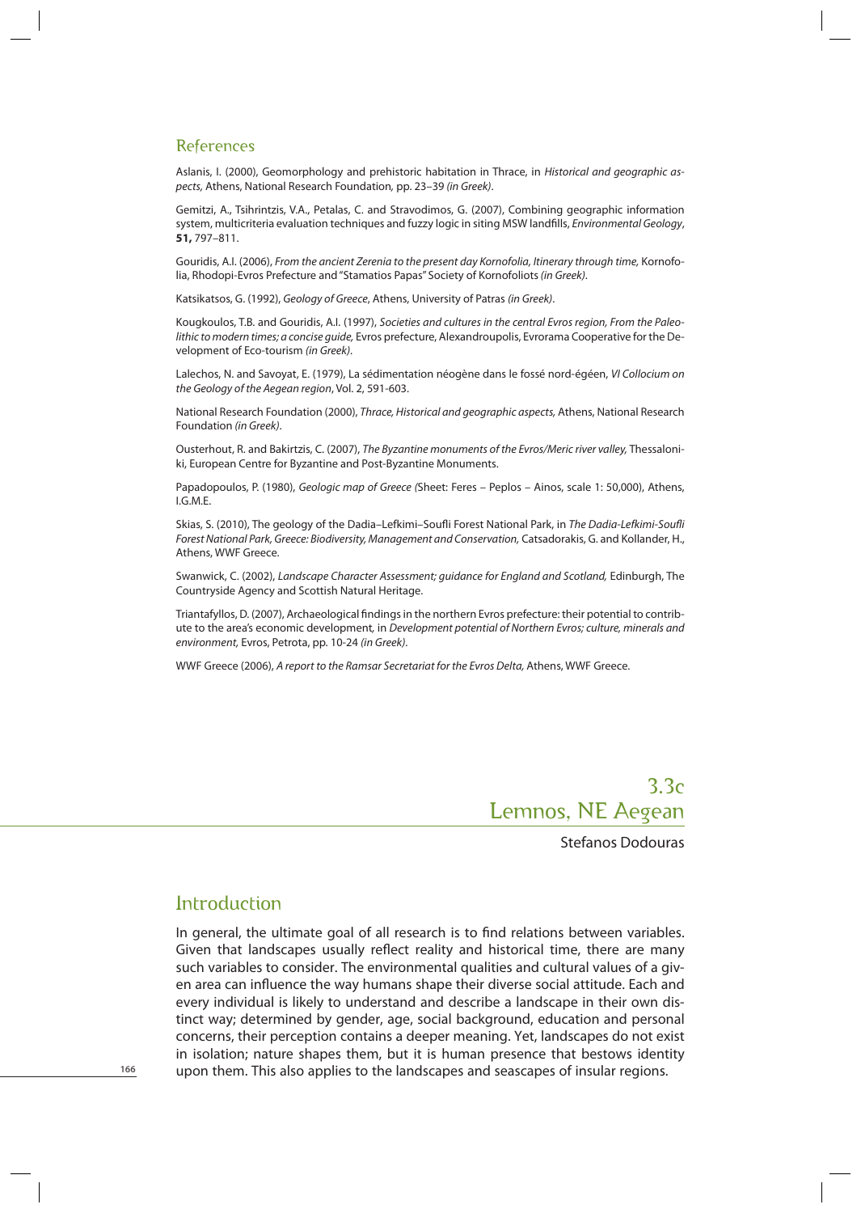## References

Aslanis, I. (2000), Geomorphology and prehistoric habitation in Thrace, in *Historical and geographic aspects,* Athens, National Research Foundation*,* pp. 23–39 *(in Greek)*.

Gemitzi, A., Tsihrintzis, V.A., Petalas, C. and Stravodimos, G. (2007), Combining geographic information system, multicriteria evaluation techniques and fuzzy logic in siting MSW landfills, *Environmental Geology*, **51,** 797–811.

Gouridis, A.I. (2006), *From the ancient Zerenia to the present day Kornofolia, Itinerary through time,* Kornofolia, Rhodopi-Evros Prefecture and "Stamatios Papas" Society of Kornofoliots *(in Greek)*.

Katsikatsos, G. (1992), *Geology of Greece*, Athens, University of Patras *(in Greek)*.

Kougkoulos, T.B. and Gouridis, A.I. (1997), *Societies and cultures in the central Evros region, From the Paleolithic to modern times; a concise guide,* Evros prefecture, Alexandroupolis, Evrorama Cooperative for the Development of Eco-tourism *(in Greek)*.

Lalechos, N. and Savoyat, E. (1979), La sédimentation néogène dans le fossé nord-égéen, *VI Collocium on the Geology of the Aegean region*, Vol. 2, 591-603.

National Research Foundation (2000), *Thrace, Historical and geographic aspects,* Athens, National Research Foundation *(in Greek)*.

Ousterhout, R. and Bakirtzis, C. (2007), *The Byzantine monuments of the Evros/Meric river valley,* Thessaloniki, European Centre for Byzantine and Post-Byzantine Monuments.

Papadopoulos, P. (1980), *Geologic map of Greece (*Sheet: Feres – Peplos – Ainos, scale 1: 50,000), Athens, I.G.M.E.

Skias, S. (2010), The geology of the Dadia–Lefkimi–Soufli Forest National Park, in *The Dadia-Lefkimi-Soufli Forest National Park, Greece: Biodiversity, Management and Conservation,* Catsadorakis, G. and Kollander, H., Athens, WWF Greece.

Swanwick, C. (2002), *Landscape Character Assessment; guidance for England and Scotland,* Edinburgh, The Countryside Agency and Scottish Natural Heritage.

Triantafyllos, D. (2007), Archaeological findings in the northern Evros prefecture: their potential to contribute to the area's economic development*,* in *Development potential of Northern Evros; culture, minerals and environment,* Evros, Petrota, pp. 10-24 *(in Greek)*.

WWF Greece (2006), *A report to the Ramsar Secretariat for the Evros Delta,* Athens, WWF Greece.

# 3.3c Lemnos, NE Aegean

Stefanos Dodouras

## Introduction

In general, the ultimate goal of all research is to find relations between variables. Given that landscapes usually reflect reality and historical time, there are many such variables to consider. The environmental qualities and cultural values of a given area can influence the way humans shape their diverse social attitude. Each and every individual is likely to understand and describe a landscape in their own distinct way; determined by gender, age, social background, education and personal concerns, their perception contains a deeper meaning. Yet, landscapes do not exist in isolation; nature shapes them, but it is human presence that bestows identity upon them. This also applies to the landscapes and seascapes of insular regions.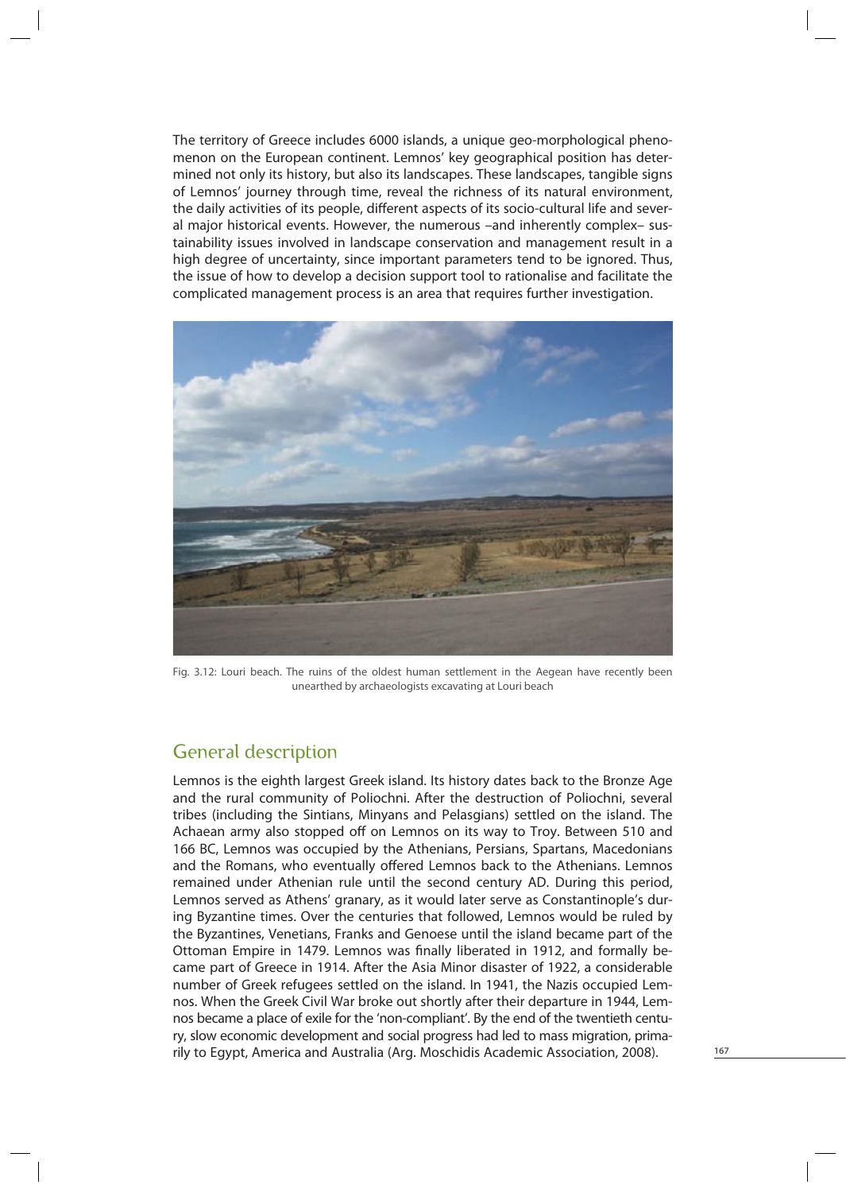The territory of Greece includes 6000 islands, a unique geo-morphological phenomenon on the European continent. Lemnos' key geographical position has determined not only its history, but also its landscapes. These landscapes, tangible signs of Lemnos' journey through time, reveal the richness of its natural environment, the daily activities of its people, different aspects of its socio-cultural life and several major historical events. However, the numerous –and inherently complex– sustainability issues involved in landscape conservation and management result in a high degree of uncertainty, since important parameters tend to be ignored. Thus, the issue of how to develop a decision support tool to rationalise and facilitate the complicated management process is an area that requires further investigation.

Fig. 3.12: Louri beach. The ruins of the oldest human settlement in the Aegean have recently been unearthed by archaeologists excavating at Louri beach

## General description

Lemnos is the eighth largest Greek island. Its history dates back to the Bronze Age and the rural community of Poliochni. After the destruction of Poliochni, several tribes (including the Sintians, Minyans and Pelasgians) settled on the island. The Achaean army also stopped off on Lemnos on its way to Troy. Between 510 and 166 BC, Lemnos was occupied by the Athenians, Persians, Spartans, Macedonians and the Romans, who eventually offered Lemnos back to the Athenians. Lemnos remained under Athenian rule until the second century AD. During this period, Lemnos served as Athens' granary, as it would later serve as Constantinople's during Byzantine times. Over the centuries that followed, Lemnos would be ruled by the Byzantines, Venetians, Franks and Genoese until the island became part of the Ottoman Empire in 1479. Lemnos was finally liberated in 1912, and formally became part of Greece in 1914. After the Asia Minor disaster of 1922, a considerable number of Greek refugees settled on the island. In 1941, the Nazis occupied Lemnos. When the Greek Civil War broke out shortly after their departure in 1944, Lemnos became a place of exile for the 'non-compliant'. By the end of the twentieth century, slow economic development and social progress had led to mass migration, primarily to Egypt, America and Australia (Arg. Moschidis Academic Association, 2008).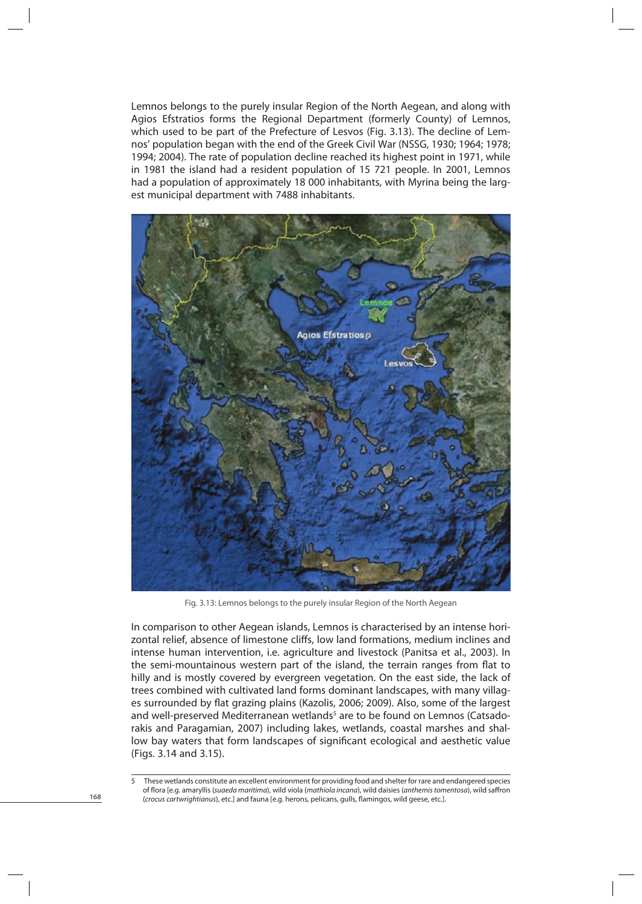Lemnos belongs to the purely insular Region of the North Aegean, and along with Agios Efstratios forms the Regional Department (formerly County) of Lemnos, which used to be part of the Prefecture of Lesvos (Fig. 3.13). The decline of Lemnos' population began with the end of the Greek Civil War (NSSG, 1930; 1964; 1978; 1994; 2004). The rate of population decline reached its highest point in 1971, while in 1981 the island had a resident population of 15 721 people. In 2001, Lemnos had a population of approximately 18 000 inhabitants, with Myrina being the largest municipal department with 7488 inhabitants.

Fig. 3.13: Lemnos belongs to the purely insular Region of the North Aegean

In comparison to other Aegean islands, Lemnos is characterised by an intense horizontal relief, absence of limestone cliffs, low land formations, medium inclines and intense human intervention, i.e. agriculture and livestock (Panitsa et al., 2003). In the semi-mountainous western part of the island, the terrain ranges from flat to hilly and is mostly covered by evergreen vegetation. On the east side, the lack of trees combined with cultivated land forms dominant landscapes, with many villages surrounded by flat grazing plains (Kazolis, 2006; 2009). Also, some of the largest and well-preserved Mediterranean wetlands[5] are to be found on Lemnos (Catsadorakis and Paragamian, 2007) including lakes, wetlands, coastal marshes and shallow bay waters that form landscapes of significant ecological and aesthetic value (Figs. 3.14 and 3.15).

5 These wetlands constitute an excellent environment for providing food and shelter for rare and endangered species of flora [e.g. amaryllis (*suaeda maritima*), wild viola (*mathiola incana*), wild daisies (*anthemis tomentosa*), wild saffron (*crocus cartwrightianus*), etc.] and fauna [e.g. herons, pelicans, gulls, flamingos, wild geese, etc.].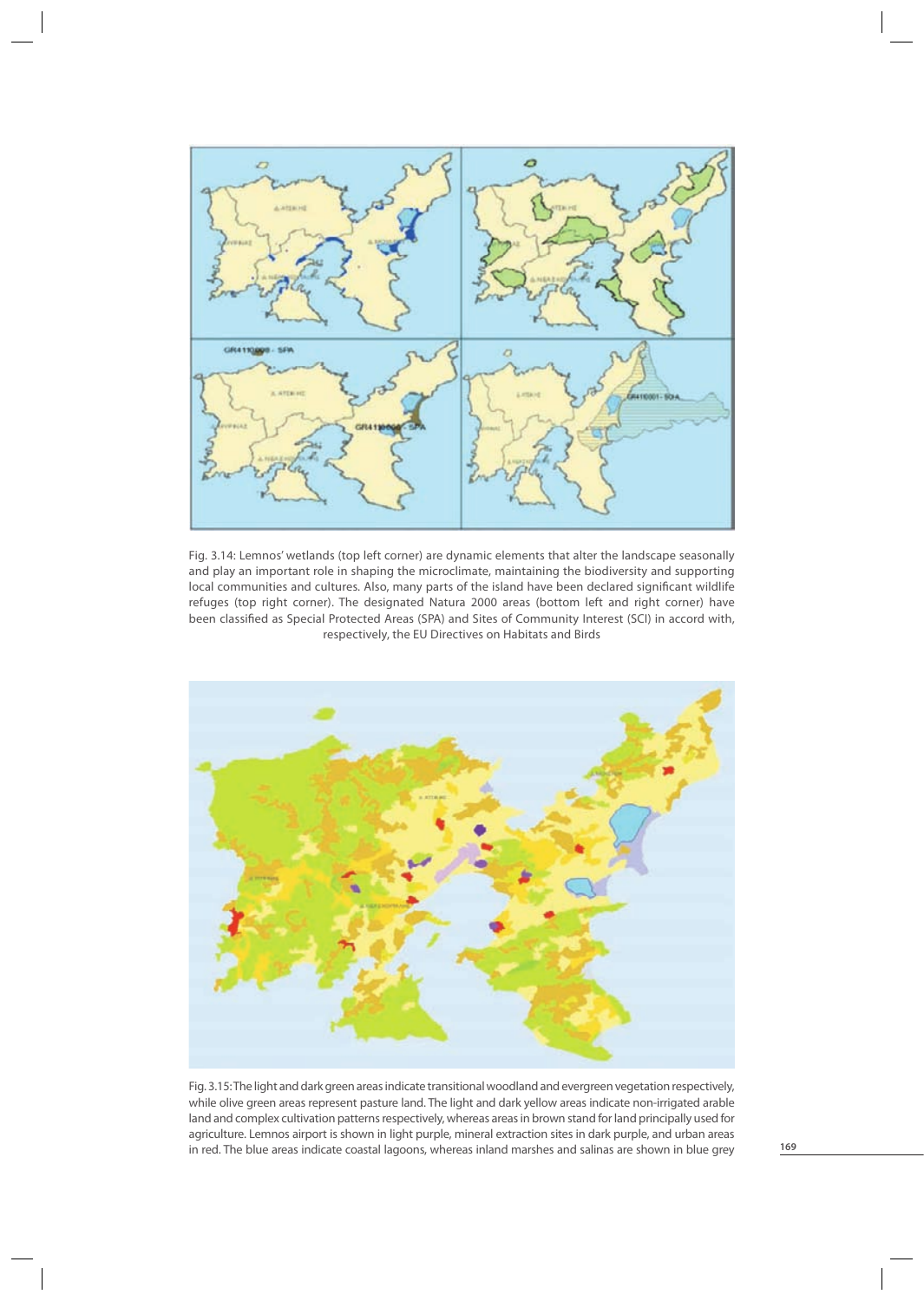Fig. 3.14: Lemnos' wetlands (top left corner) are dynamic elements that alter the landscape seasonally and play an important role in shaping the microclimate, maintaining the biodiversity and supporting local communities and cultures. Also, many parts of the island have been declared significant wildlife refuges (top right corner). The designated Natura 2000 areas (bottom left and right corner) have been classified as Special Protected Areas (SPA) and Sites of Community Interest (SCI) in accord with, respectively, the EU Directives on Habitats and Birds

Fig. 3.15: The light and dark green areas indicate transitional woodland and evergreen vegetation respectively, while olive green areas represent pasture land. The light and dark yellow areas indicate non-irrigated arable land and complex cultivation patterns respectively, whereas areas in brown stand for land principally used for agriculture. Lemnos airport is shown in light purple, mineral extraction sites in dark purple, and urban areas in red. The blue areas indicate coastal lagoons, whereas inland marshes and salinas are shown in blue grey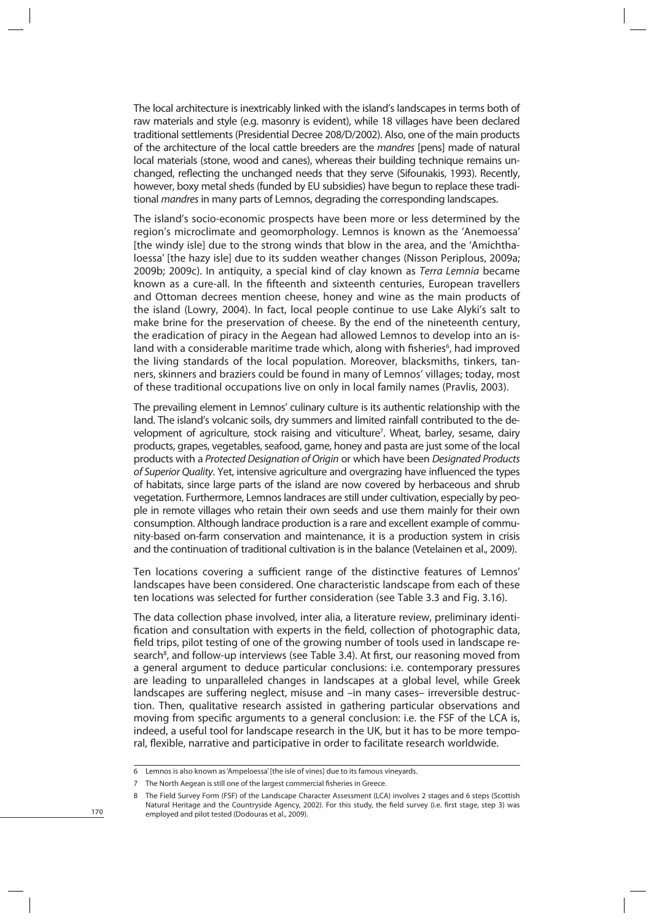The local architecture is inextricably linked with the island's landscapes in terms both of raw materials and style (e.g. masonry is evident), while 18 villages have been declared traditional settlements (Presidential Decree 208/D/2002). Also, one of the main products of the architecture of the local cattle breeders are the *mandres* [pens] made of natural local materials (stone, wood and canes), whereas their building technique remains unchanged, reflecting the unchanged needs that they serve (Sifounakis, 1993). Recently, however, boxy metal sheds (funded by EU subsidies) have begun to replace these traditional *mandres* in many parts of Lemnos, degrading the corresponding landscapes.

The island's socio-economic prospects have been more or less determined by the region's microclimate and geomorphology. Lemnos is known as the 'Anemoessa' [the windy isle] due to the strong winds that blow in the area, and the 'Amichthaloessa' [the hazy isle] due to its sudden weather changes (Nisson Periplous, 2009a; 2009b; 2009c). In antiquity, a special kind of clay known as *Terra Lemnia* became known as a cure-all. In the fifteenth and sixteenth centuries, European travellers and Ottoman decrees mention cheese, honey and wine as the main products of the island (Lowry, 2004). In fact, local people continue to use Lake Alyki's salt to make brine for the preservation of cheese. By the end of the nineteenth century, the eradication of piracy in the Aegean had allowed Lemnos to develop into an island with a considerable maritime trade which, along with fisheries[6], had improved the living standards of the local population. Moreover, blacksmiths, tinkers, tanners, skinners and braziers could be found in many of Lemnos' villages; today, most of these traditional occupations live on only in local family names (Pravlis, 2003).

The prevailing element in Lemnos' culinary culture is its authentic relationship with the land. The island's volcanic soils, dry summers and limited rainfall contributed to the development of agriculture, stock raising and viticulture[7]. Wheat, barley, sesame, dairy products, grapes, vegetables, seafood, game, honey and pasta are just some of the local products with a *Protected Designation of Origin* or which have been *Designated Products of Superior Quality*. Yet, intensive agriculture and overgrazing have influenced the types of habitats, since large parts of the island are now covered by herbaceous and shrub vegetation. Furthermore, Lemnos landraces are still under cultivation, especially by people in remote villages who retain their own seeds and use them mainly for their own consumption. Although landrace production is a rare and excellent example of community-based on-farm conservation and maintenance, it is a production system in crisis and the continuation of traditional cultivation is in the balance (Vetelainen et al., 2009).

Ten locations covering a sufficient range of the distinctive features of Lemnos' landscapes have been considered. One characteristic landscape from each of these ten locations was selected for further consideration (see Table 3.3 and Fig. 3.16).

The data collection phase involved, inter alia, a literature review, preliminary identification and consultation with experts in the field, collection of photographic data, field trips, pilot testing of one of the growing number of tools used in landscape research[8], and follow-up interviews (see Table 3.4). At first, our reasoning moved from a general argument to deduce particular conclusions: i.e. contemporary pressures are leading to unparalleled changes in landscapes at a global level, while Greek landscapes are suffering neglect, misuse and –in many cases– irreversible destruction. Then, qualitative research assisted in gathering particular observations and moving from specific arguments to a general conclusion: i.e. the FSF of the LCA is, indeed, a useful tool for landscape research in the UK, but it has to be more temporal, flexible, narrative and participative in order to facilitate research worldwide.

---

6 Lemnos is also known as 'Ampeloessa' [the isle of vines] due to its famous vineyards.

7 The North Aegean is still one of the largest commercial fisheries in Greece.

8 The Field Survey Form (FSF) of the Landscape Character Assessment (LCA) involves 2 stages and 6 steps (Scottish Natural Heritage and the Countryside Agency, 2002). For this study, the field survey (i.e. first stage, step 3) was employed and pilot tested (Dodouras et al., 2009).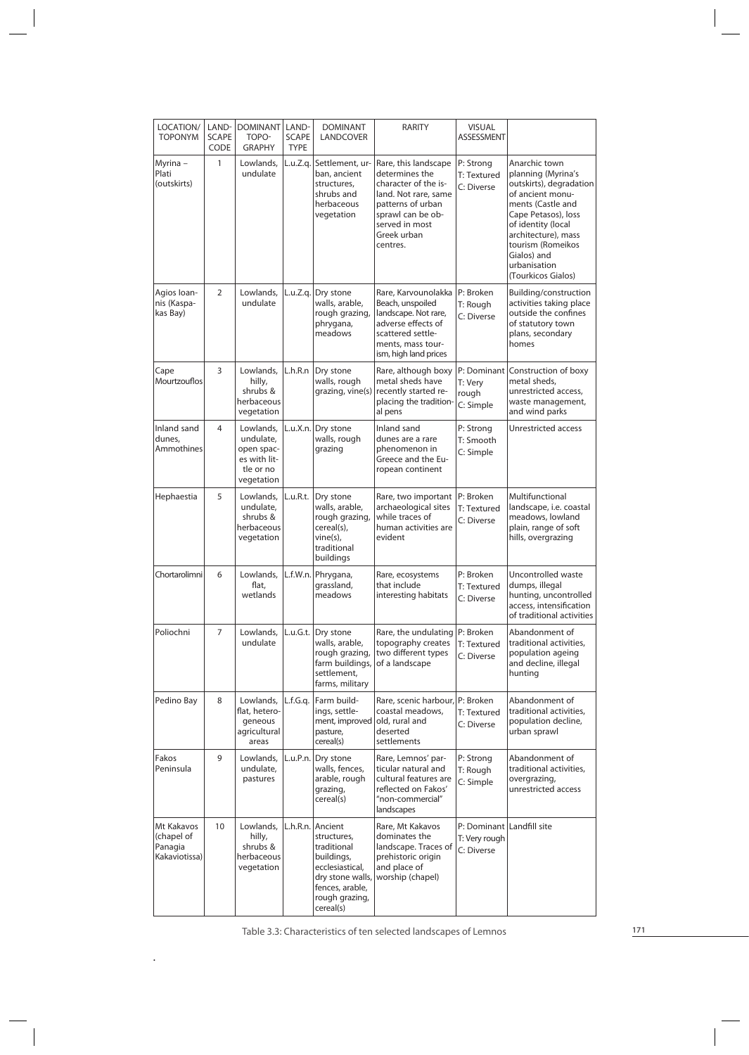| LOCATION/ TOPONYM | LAND-SCAPE CODE | DOMINANT TOPO-GRAPHY | LAND-SCAPE TYPE | DOMINANT LANDCOVER | RARITY | VISUAL ASSESSMENT | |
|---|---|---|---|---|---|---|---|
| Myrina – Plati (outskirts) | 1 | Lowlands, undulate | L.u.Z.q. | Settlement, urban, ancient structures, shrubs and herbaceous vegetation | Rare, this landscape determines the character of the island. Not rare, same patterns of urban sprawl can be observed in most Greek urban centres. | P: Strong T: Textured C: Diverse | Anarchic town planning (Myrina's outskirts), degradation of ancient monuments (Castle and Cape Petasos), loss of identity (local architecture), mass tourism (Romeikos Gialos) and urbanisation (Tourkicos Gialos) |
| Agios Ioannis (Kaspakas Bay) | 2 | Lowlands, undulate | L.u.Z.q. | Dry stone walls, arable, rough grazing, phrygana, meadows | Rare, Karvounolakka Beach, unspoiled landscape. Not rare, adverse effects of scattered settlements, mass tourism, high land prices | P: Broken T: Rough C: Diverse | Building/construction activities taking place outside the confines of statutory town plans, secondary homes |
| Cape Mourtzouflos | 3 | Lowlands, hilly, shrubs & herbaceous vegetation | L.h.R.n | Dry stone walls, rough grazing, vine(s) | Rare, although boxy metal sheds have recently started replacing the traditional pens | P: Dominant T: Very rough C: Simple | Construction of boxy metal sheds, unrestricted access, waste management, and wind parks |
| Inland sand dunes, Ammothines | 4 | Lowlands, undulate, open spaces with little or no vegetation | L.u.X.n. | Dry stone walls, rough grazing | Inland sand dunes are a rare phenomenon in Greece and the European continent | P: Strong T: Smooth C: Simple | Unrestricted access |
| Hephaestia | 5 | Lowlands, undulate, shrubs & herbaceous vegetation | L.u.R.t. | Dry stone walls, arable, rough grazing, cereal(s), vine(s), traditional buildings | Rare, two important archaeological sites while traces of human activities are evident | P: Broken T: Textured C: Diverse | Multifunctional landscape, i.e. coastal meadows, lowland plain, range of soft hills, overgrazing |
| Chortarolimni | 6 | Lowlands, flat, wetlands | L.f.W.n. | Phrygana, grassland, meadows | Rare, ecosystems that include interesting habitats | P: Broken T: Textured C: Diverse | Uncontrolled waste dumps, illegal hunting, uncontrolled access, intensification of traditional activities |
| Poliochni | 7 | Lowlands, undulate | L.u.G.t. | Dry stone walls, arable, rough grazing, farm buildings, settlement, farms, military | Rare, the undulating topography creates two different types of a landscape | P: Broken T: Textured C: Diverse | Abandonment of traditional activities, population ageing and decline, illegal hunting |
| Pedino Bay | 8 | Lowlands, flat, heterogeneous agricultural areas | L.f.G.q. | Farm buildings, settlement, improved pasture, cereal(s) | Rare, scenic harbour, coastal meadows, old, rural and deserted settlements | P: Broken T: Textured C: Diverse | Abandonment of traditional activities, population decline, urban sprawl |
| Fakos Peninsula | 9 | Lowlands, undulate, pastures | L.u.P.n. | Dry stone walls, fences, arable, rough grazing, cereal(s) | Rare, Lemnos' particular natural and cultural features are reflected on Fakos' "non-commercial" landscapes | P: Strong T: Rough C: Simple | Abandonment of traditional activities, overgrazing, unrestricted access |
| Mt Kakavos (chapel of Panagia Kakaviotissa) | 10 | Lowlands, hilly, shrubs & herbaceous vegetation | L.h.R.n. | Ancient structures, traditional buildings, ecclesiastical, dry stone walls, fences, arable, rough grazing, cereal(s) | Rare, Mt Kakavos dominates the landscape. Traces of prehistoric origin and place of worship (chapel) | P: Dominant T: Very rough C: Diverse | Landfill site |

Table 3.3: Characteristics of ten selected landscapes of Lemnos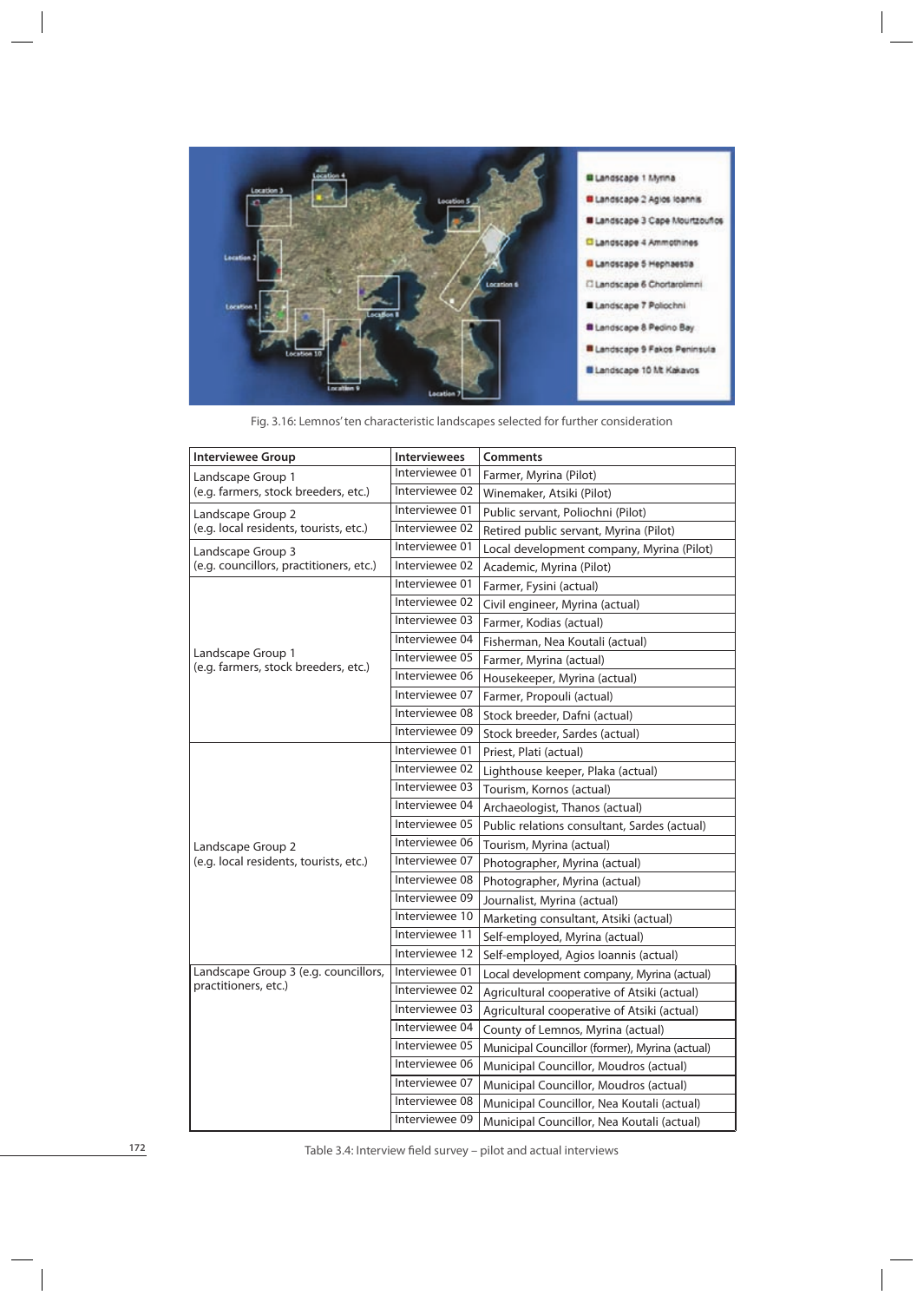Fig. 3.16: Lemnos' ten characteristic landscapes selected for further consideration

| Interviewee Group | Interviewees | Comments |
|---|---|---|
| Landscape Group 1 (e.g. farmers, stock breeders, etc.) | Interviewee 01 | Farmer, Myrina (Pilot) |
| | Interviewee 02 | Winemaker, Atsiki (Pilot) |
| Landscape Group 2 (e.g. local residents, tourists, etc.) | Interviewee 01 | Public servant, Poliochni (Pilot) |
| | Interviewee 02 | Retired public servant, Myrina (Pilot) |
| Landscape Group 3 (e.g. councillors, practitioners, etc.) | Interviewee 01 | Local development company, Myrina (Pilot) |
| | Interviewee 02 | Academic, Myrina (Pilot) |
| Landscape Group 1 (e.g. farmers, stock breeders, etc.) | Interviewee 01 | Farmer, Fysini (actual) |
| | Interviewee 02 | Civil engineer, Myrina (actual) |
| | Interviewee 03 | Farmer, Kodias (actual) |
| | Interviewee 04 | Fisherman, Nea Koutali (actual) |
| | Interviewee 05 | Farmer, Myrina (actual) |
| | Interviewee 06 | Housekeeper, Myrina (actual) |
| | Interviewee 07 | Farmer, Propouli (actual) |
| | Interviewee 08 | Stock breeder, Dafni (actual) |
| | Interviewee 09 | Stock breeder, Sardes (actual) |
| Landscape Group 2 (e.g. local residents, tourists, etc.) | Interviewee 01 | Priest, Plati (actual) |
| | Interviewee 02 | Lighthouse keeper, Plaka (actual) |
| | Interviewee 03 | Tourism, Kornos (actual) |
| | Interviewee 04 | Archaeologist, Thanos (actual) |
| | Interviewee 05 | Public relations consultant, Sardes (actual) |
| | Interviewee 06 | Tourism, Myrina (actual) |
| | Interviewee 07 | Photographer, Myrina (actual) |
| | Interviewee 08 | Photographer, Myrina (actual) |
| | Interviewee 09 | Journalist, Myrina (actual) |
| | Interviewee 10 | Marketing consultant, Atsiki (actual) |
| | Interviewee 11 | Self-employed, Myrina (actual) |
| | Interviewee 12 | Self-employed, Agios Ioannis (actual) |
| Landscape Group 3 (e.g. councillors, practitioners, etc.) | Interviewee 01 | Local development company, Myrina (actual) |
| | Interviewee 02 | Agricultural cooperative of Atsiki (actual) |
| | Interviewee 03 | Agricultural cooperative of Atsiki (actual) |
| | Interviewee 04 | County of Lemnos, Myrina (actual) |
| | Interviewee 05 | Municipal Councillor (former), Myrina (actual) |
| | Interviewee 06 | Municipal Councillor, Moudros (actual) |
| | Interviewee 07 | Municipal Councillor, Moudros (actual) |
| | Interviewee 08 | Municipal Councillor, Nea Koutali (actual) |
| | Interviewee 09 | Municipal Councillor, Nea Koutali (actual) |

Table 3.4: Interview field survey – pilot and actual interviews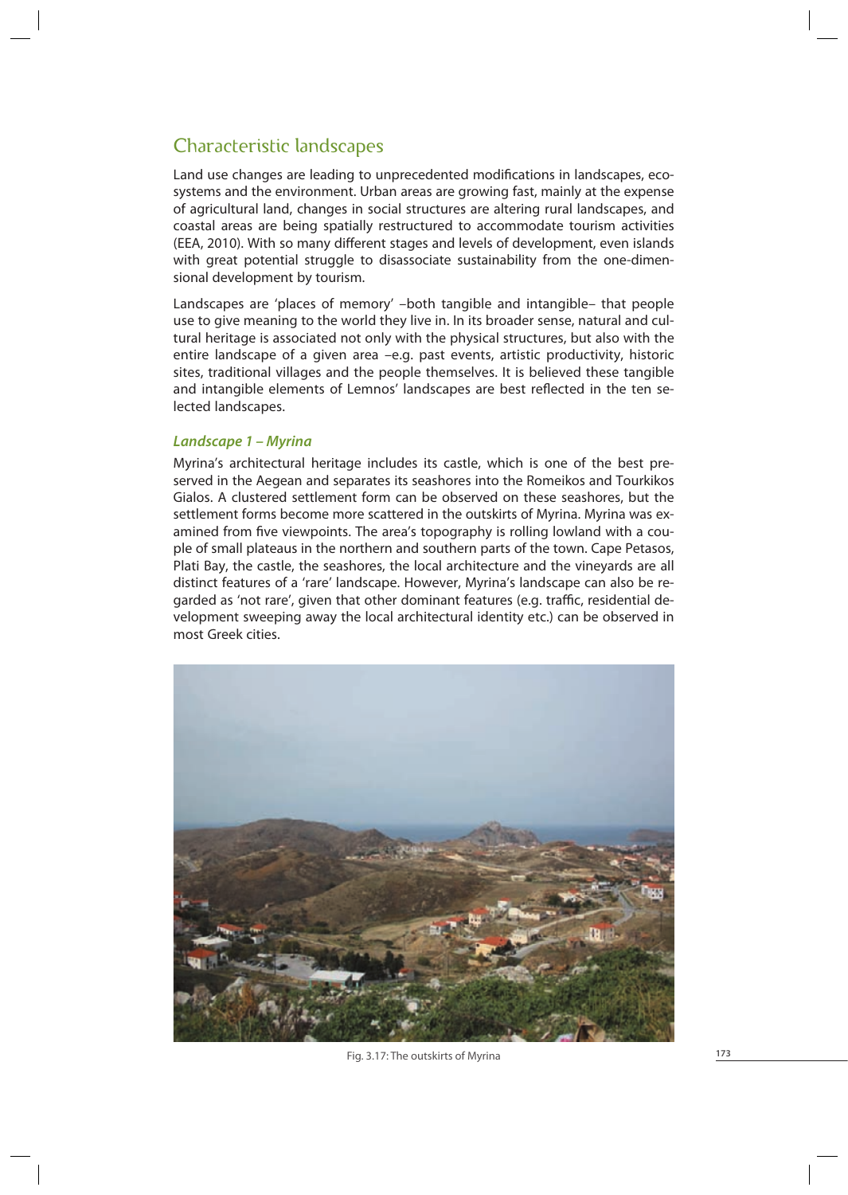## Characteristic landscapes

Land use changes are leading to unprecedented modifications in landscapes, ecosystems and the environment. Urban areas are growing fast, mainly at the expense of agricultural land, changes in social structures are altering rural landscapes, and coastal areas are being spatially restructured to accommodate tourism activities (EEA, 2010). With so many different stages and levels of development, even islands with great potential struggle to disassociate sustainability from the one-dimensional development by tourism.

Landscapes are 'places of memory' –both tangible and intangible– that people use to give meaning to the world they live in. In its broader sense, natural and cultural heritage is associated not only with the physical structures, but also with the entire landscape of a given area –e.g. past events, artistic productivity, historic sites, traditional villages and the people themselves. It is believed these tangible and intangible elements of Lemnos' landscapes are best reflected in the ten selected landscapes.

### *Landscape 1 – Myrina*

Myrina's architectural heritage includes its castle, which is one of the best preserved in the Aegean and separates its seashores into the Romeikos and Tourkikos Gialos. A clustered settlement form can be observed on these seashores, but the settlement forms become more scattered in the outskirts of Myrina. Myrina was examined from five viewpoints. The area's topography is rolling lowland with a couple of small plateaus in the northern and southern parts of the town. Cape Petasos, Plati Bay, the castle, the seashores, the local architecture and the vineyards are all distinct features of a 'rare' landscape. However, Myrina's landscape can also be regarded as 'not rare', given that other dominant features (e.g. traffic, residential development sweeping away the local architectural identity etc.) can be observed in most Greek cities.

Fig. 3.17: The outskirts of Myrina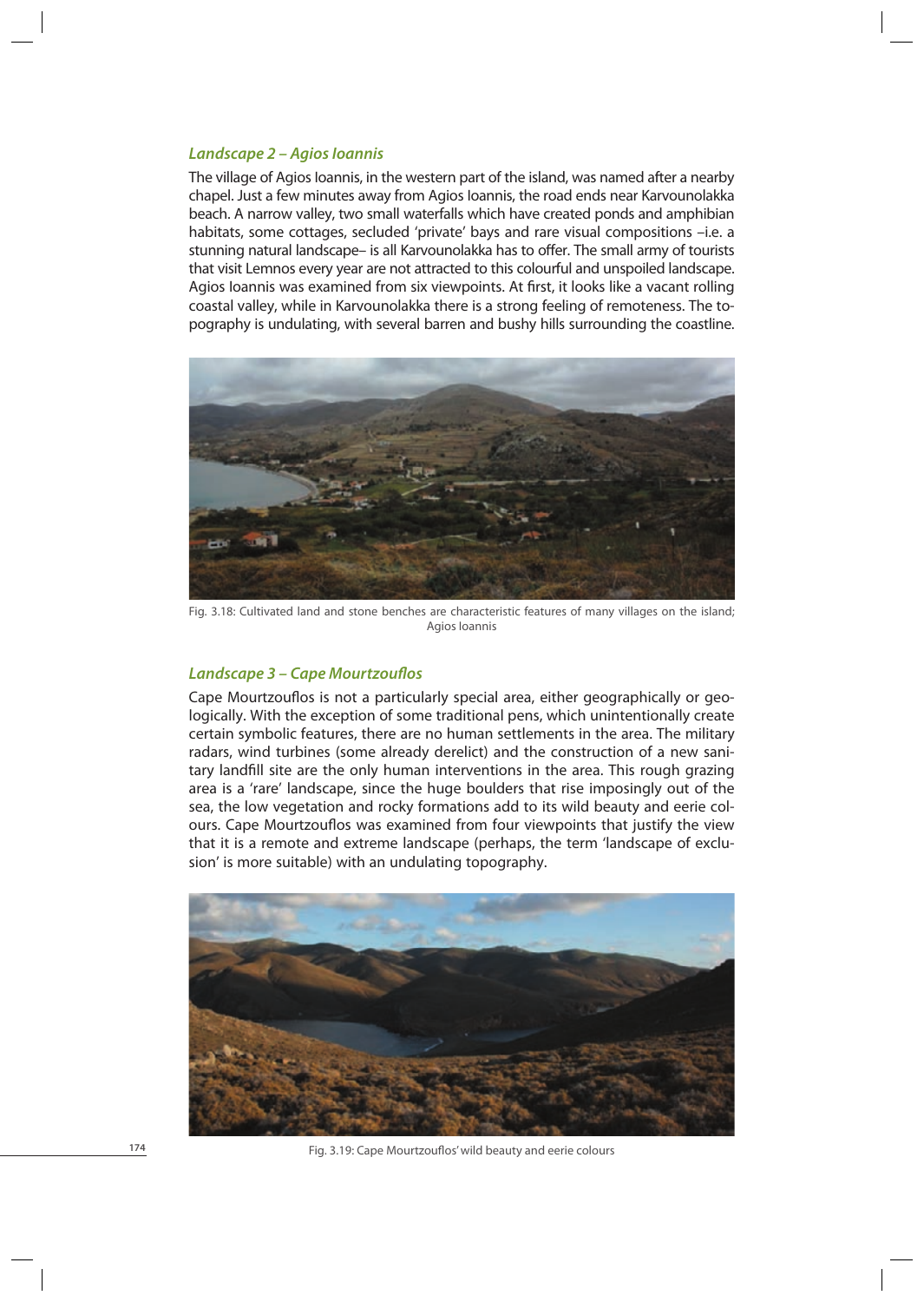### *Landscape 2 – Agios Ioannis*

The village of Agios Ioannis, in the western part of the island, was named after a nearby chapel. Just a few minutes away from Agios Ioannis, the road ends near Karvounolakka beach. A narrow valley, two small waterfalls which have created ponds and amphibian habitats, some cottages, secluded 'private' bays and rare visual compositions –i.e. a stunning natural landscape– is all Karvounolakka has to offer. The small army of tourists that visit Lemnos every year are not attracted to this colourful and unspoiled landscape. Agios Ioannis was examined from six viewpoints. At first, it looks like a vacant rolling coastal valley, while in Karvounolakka there is a strong feeling of remoteness. The topography is undulating, with several barren and bushy hills surrounding the coastline.

Fig. 3.18: Cultivated land and stone benches are characteristic features of many villages on the island; Agios Ioannis

### *Landscape 3 – Cape Mourtzouflos*

Cape Mourtzouflos is not a particularly special area, either geographically or geologically. With the exception of some traditional pens, which unintentionally create certain symbolic features, there are no human settlements in the area. The military radars, wind turbines (some already derelict) and the construction of a new sanitary landfill site are the only human interventions in the area. This rough grazing area is a 'rare' landscape, since the huge boulders that rise imposingly out of the sea, the low vegetation and rocky formations add to its wild beauty and eerie colours. Cape Mourtzouflos was examined from four viewpoints that justify the view that it is a remote and extreme landscape (perhaps, the term 'landscape of exclusion' is more suitable) with an undulating topography.

Fig. 3.19: Cape Mourtzouflos' wild beauty and eerie colours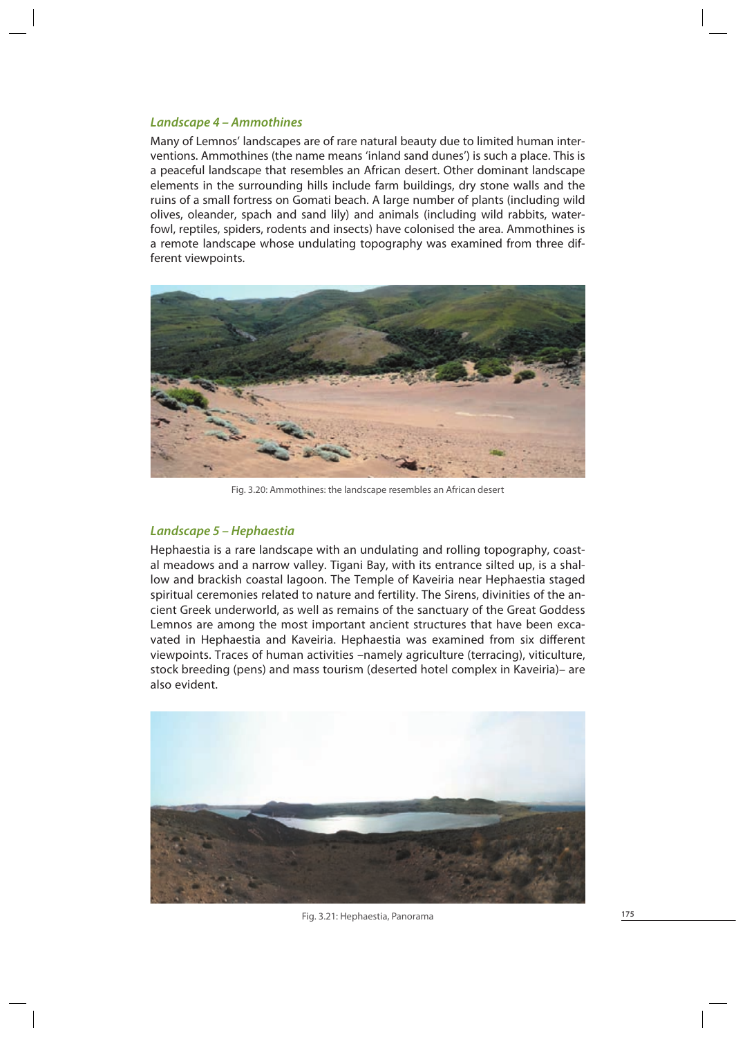### *Landscape 4 – Ammothines*

Many of Lemnos' landscapes are of rare natural beauty due to limited human interventions. Ammothines (the name means 'inland sand dunes') is such a place. This is a peaceful landscape that resembles an African desert. Other dominant landscape elements in the surrounding hills include farm buildings, dry stone walls and the ruins of a small fortress on Gomati beach. A large number of plants (including wild olives, oleander, spach and sand lily) and animals (including wild rabbits, waterfowl, reptiles, spiders, rodents and insects) have colonised the area. Ammothines is a remote landscape whose undulating topography was examined from three different viewpoints.

Fig. 3.20: Ammothines: the landscape resembles an African desert

### *Landscape 5 – Hephaestia*

Hephaestia is a rare landscape with an undulating and rolling topography, coastal meadows and a narrow valley. Tigani Bay, with its entrance silted up, is a shallow and brackish coastal lagoon. The Temple of Kaveiria near Hephaestia staged spiritual ceremonies related to nature and fertility. The Sirens, divinities of the ancient Greek underworld, as well as remains of the sanctuary of the Great Goddess Lemnos are among the most important ancient structures that have been excavated in Hephaestia and Kaveiria. Hephaestia was examined from six different viewpoints. Traces of human activities –namely agriculture (terracing), viticulture, stock breeding (pens) and mass tourism (deserted hotel complex in Kaveiria)– are also evident.

Fig. 3.21: Hephaestia, Panorama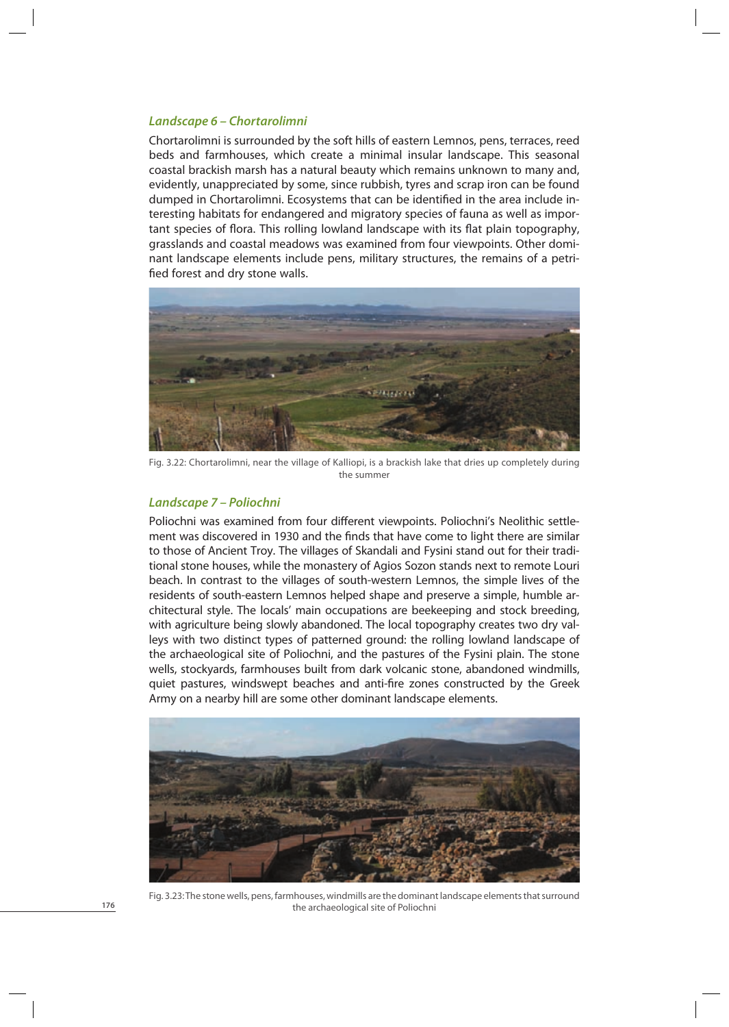### *Landscape 6 – Chortarolimni*

Chortarolimni is surrounded by the soft hills of eastern Lemnos, pens, terraces, reed beds and farmhouses, which create a minimal insular landscape. This seasonal coastal brackish marsh has a natural beauty which remains unknown to many and, evidently, unappreciated by some, since rubbish, tyres and scrap iron can be found dumped in Chortarolimni. Ecosystems that can be identified in the area include interesting habitats for endangered and migratory species of fauna as well as important species of flora. This rolling lowland landscape with its flat plain topography, grasslands and coastal meadows was examined from four viewpoints. Other dominant landscape elements include pens, military structures, the remains of a petrified forest and dry stone walls.

Fig. 3.22: Chortarolimni, near the village of Kalliopi, is a brackish lake that dries up completely during the summer

### *Landscape 7 – Poliochni*

Poliochni was examined from four different viewpoints. Poliochni's Neolithic settlement was discovered in 1930 and the finds that have come to light there are similar to those of Ancient Troy. The villages of Skandali and Fysini stand out for their traditional stone houses, while the monastery of Agios Sozon stands next to remote Louri beach. In contrast to the villages of south-western Lemnos, the simple lives of the residents of south-eastern Lemnos helped shape and preserve a simple, humble architectural style. The locals' main occupations are beekeeping and stock breeding, with agriculture being slowly abandoned. The local topography creates two dry valleys with two distinct types of patterned ground: the rolling lowland landscape of the archaeological site of Poliochni, and the pastures of the Fysini plain. The stone wells, stockyards, farmhouses built from dark volcanic stone, abandoned windmills, quiet pastures, windswept beaches and anti-fire zones constructed by the Greek Army on a nearby hill are some other dominant landscape elements.

Fig. 3.23: The stone wells, pens, farmhouses, windmills are the dominant landscape elements that surround the archaeological site of Poliochni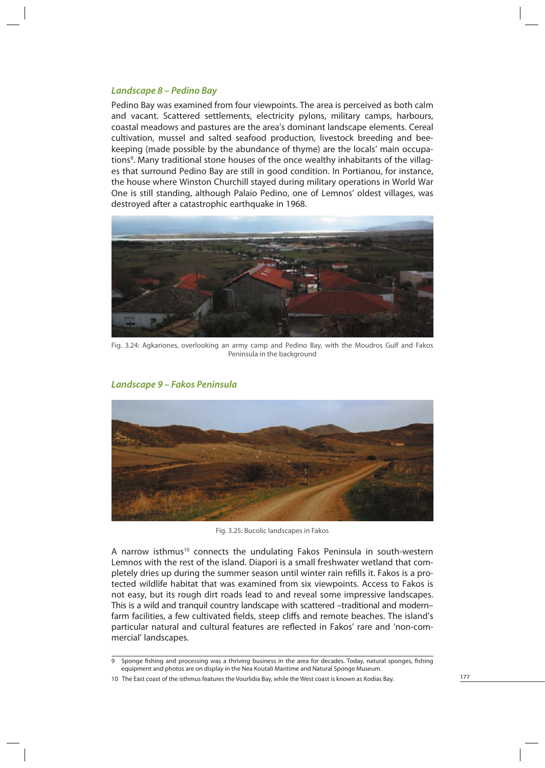### *Landscape 8 – Pedino Bay*

Pedino Bay was examined from four viewpoints. The area is perceived as both calm and vacant. Scattered settlements, electricity pylons, military camps, harbours, coastal meadows and pastures are the area's dominant landscape elements. Cereal cultivation, mussel and salted seafood production, livestock breeding and beekeeping (made possible by the abundance of thyme) are the locals' main occupations[9]. Many traditional stone houses of the once wealthy inhabitants of the villages that surround Pedino Bay are still in good condition. In Portianou, for instance, the house where Winston Churchill stayed during military operations in World War One is still standing, although Palaio Pedino, one of Lemnos' oldest villages, was destroyed after a catastrophic earthquake in 1968.

Fig. 3.24: Agkariones, overlooking an army camp and Pedino Bay, with the Moudros Gulf and Fakos Peninsula in the background

### *Landscape 9 – Fakos Peninsula*

Fig. 3.25: Bucolic landscapes in Fakos

A narrow isthmus[10] connects the undulating Fakos Peninsula in south-western Lemnos with the rest of the island. Diapori is a small freshwater wetland that completely dries up during the summer season until winter rain refills it. Fakos is a protected wildlife habitat that was examined from six viewpoints. Access to Fakos is not easy, but its rough dirt roads lead to and reveal some impressive landscapes. This is a wild and tranquil country landscape with scattered –traditional and modern– farm facilities, a few cultivated fields, steep cliffs and remote beaches. The island's particular natural and cultural features are reflected in Fakos' rare and 'non-commercial' landscapes.

---

9 Sponge fishing and processing was a thriving business in the area for decades. Today, natural sponges, fishing equipment and photos are on display in the Nea Koutali Maritime and Natural Sponge Museum.

10 The East coast of the isthmus features the Vourlidia Bay, while the West coast is known as Kodias Bay.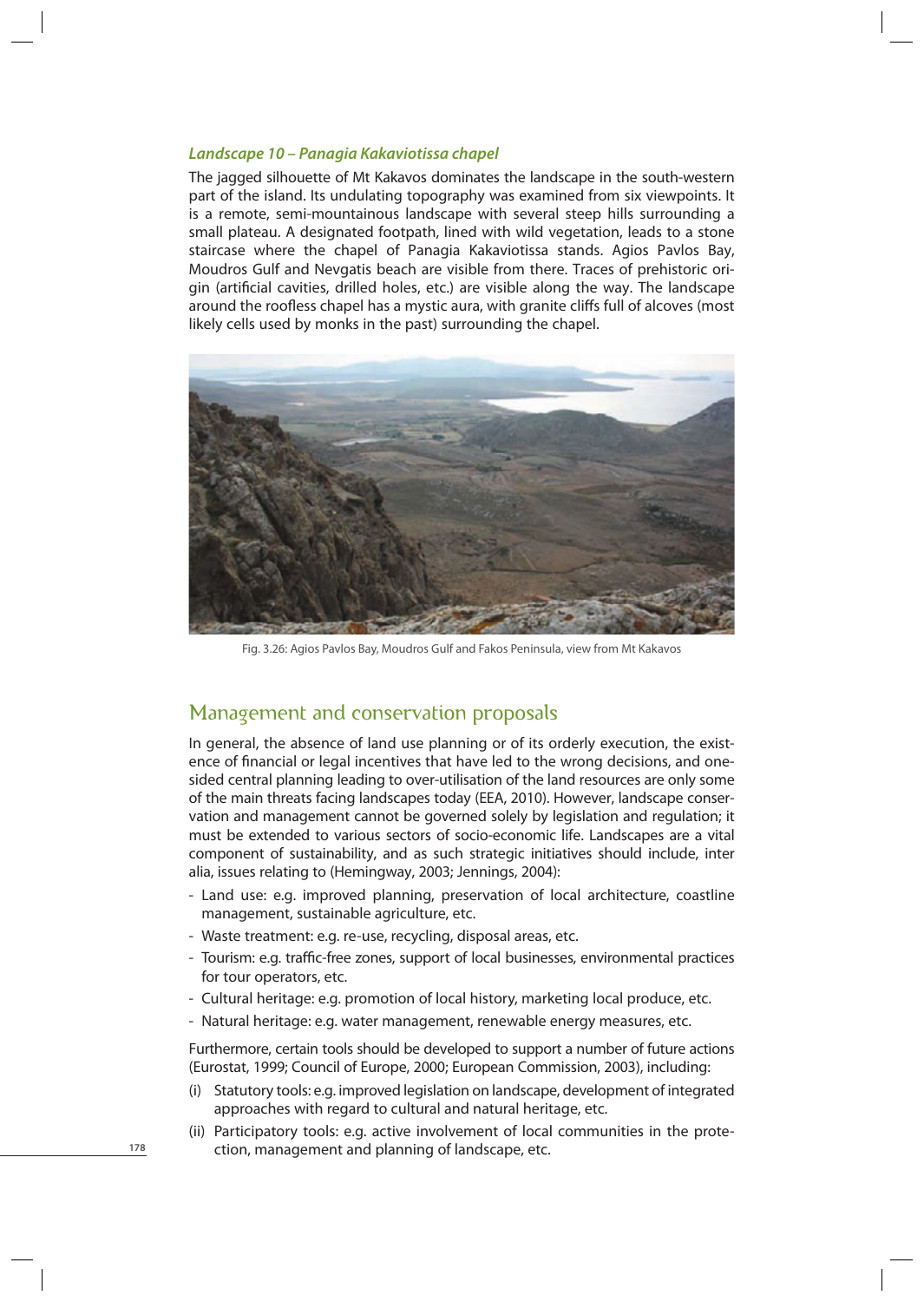### *Landscape 10 – Panagia Kakaviotissa chapel*

The jagged silhouette of Mt Kakavos dominates the landscape in the south-western part of the island. Its undulating topography was examined from six viewpoints. It is a remote, semi-mountainous landscape with several steep hills surrounding a small plateau. A designated footpath, lined with wild vegetation, leads to a stone staircase where the chapel of Panagia Kakaviotissa stands. Agios Pavlos Bay, Moudros Gulf and Nevgatis beach are visible from there. Traces of prehistoric origin (artificial cavities, drilled holes, etc.) are visible along the way. The landscape around the roofless chapel has a mystic aura, with granite cliffs full of alcoves (most likely cells used by monks in the past) surrounding the chapel.

Fig. 3.26: Agios Pavlos Bay, Moudros Gulf and Fakos Peninsula, view from Mt Kakavos

## Management and conservation proposals

In general, the absence of land use planning or of its orderly execution, the existence of financial or legal incentives that have led to the wrong decisions, and one-sided central planning leading to over-utilisation of the land resources are only some of the main threats facing landscapes today (EEA, 2010). However, landscape conservation and management cannot be governed solely by legislation and regulation; it must be extended to various sectors of socio-economic life. Landscapes are a vital component of sustainability, and as such strategic initiatives should include, inter alia, issues relating to (Hemingway, 2003; Jennings, 2004):

- Land use: e.g. improved planning, preservation of local architecture, coastline management, sustainable agriculture, etc.
- Waste treatment: e.g. re-use, recycling, disposal areas, etc.
- Tourism: e.g. traffic-free zones, support of local businesses, environmental practices for tour operators, etc.
- Cultural heritage: e.g. promotion of local history, marketing local produce, etc.
- Natural heritage: e.g. water management, renewable energy measures, etc.

Furthermore, certain tools should be developed to support a number of future actions (Eurostat, 1999; Council of Europe, 2000; European Commission, 2003), including:

(i) Statutory tools: e.g. improved legislation on landscape, development of integrated approaches with regard to cultural and natural heritage, etc.

(ii) Participatory tools: e.g. active involvement of local communities in the protection, management and planning of landscape, etc.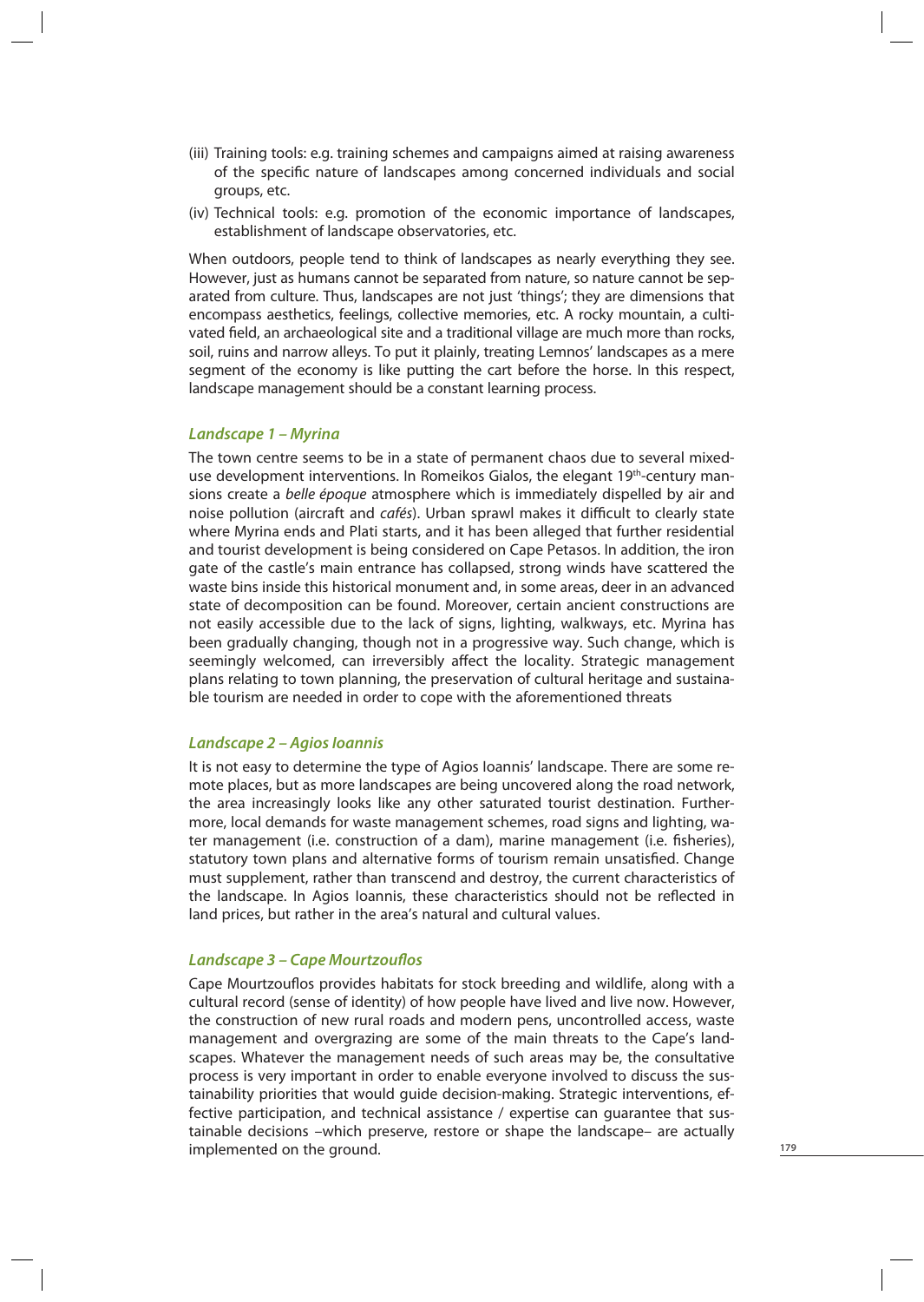(iii) Training tools: e.g. training schemes and campaigns aimed at raising awareness of the specific nature of landscapes among concerned individuals and social groups, etc.

(iv) Technical tools: e.g. promotion of the economic importance of landscapes, establishment of landscape observatories, etc.

When outdoors, people tend to think of landscapes as nearly everything they see. However, just as humans cannot be separated from nature, so nature cannot be separated from culture. Thus, landscapes are not just 'things'; they are dimensions that encompass aesthetics, feelings, collective memories, etc. A rocky mountain, a cultivated field, an archaeological site and a traditional village are much more than rocks, soil, ruins and narrow alleys. To put it plainly, treating Lemnos' landscapes as a mere segment of the economy is like putting the cart before the horse. In this respect, landscape management should be a constant learning process.

### *Landscape 1 – Myrina*

The town centre seems to be in a state of permanent chaos due to several mixed-use development interventions. In Romeikos Gialos, the elegant 19th-century mansions create a *belle époque* atmosphere which is immediately dispelled by air and noise pollution (aircraft and *cafés*). Urban sprawl makes it difficult to clearly state where Myrina ends and Plati starts, and it has been alleged that further residential and tourist development is being considered on Cape Petasos. In addition, the iron gate of the castle's main entrance has collapsed, strong winds have scattered the waste bins inside this historical monument and, in some areas, deer in an advanced state of decomposition can be found. Moreover, certain ancient constructions are not easily accessible due to the lack of signs, lighting, walkways, etc. Myrina has been gradually changing, though not in a progressive way. Such change, which is seemingly welcomed, can irreversibly affect the locality. Strategic management plans relating to town planning, the preservation of cultural heritage and sustainable tourism are needed in order to cope with the aforementioned threats

### *Landscape 2 – Agios Ioannis*

It is not easy to determine the type of Agios Ioannis' landscape. There are some remote places, but as more landscapes are being uncovered along the road network, the area increasingly looks like any other saturated tourist destination. Furthermore, local demands for waste management schemes, road signs and lighting, water management (i.e. construction of a dam), marine management (i.e. fisheries), statutory town plans and alternative forms of tourism remain unsatisfied. Change must supplement, rather than transcend and destroy, the current characteristics of the landscape. In Agios Ioannis, these characteristics should not be reflected in land prices, but rather in the area's natural and cultural values.

### *Landscape 3 – Cape Mourtzouflos*

Cape Mourtzouflos provides habitats for stock breeding and wildlife, along with a cultural record (sense of identity) of how people have lived and live now. However, the construction of new rural roads and modern pens, uncontrolled access, waste management and overgrazing are some of the main threats to the Cape's landscapes. Whatever the management needs of such areas may be, the consultative process is very important in order to enable everyone involved to discuss the sustainability priorities that would guide decision-making. Strategic interventions, effective participation, and technical assistance / expertise can guarantee that sustainable decisions –which preserve, restore or shape the landscape– are actually implemented on the ground.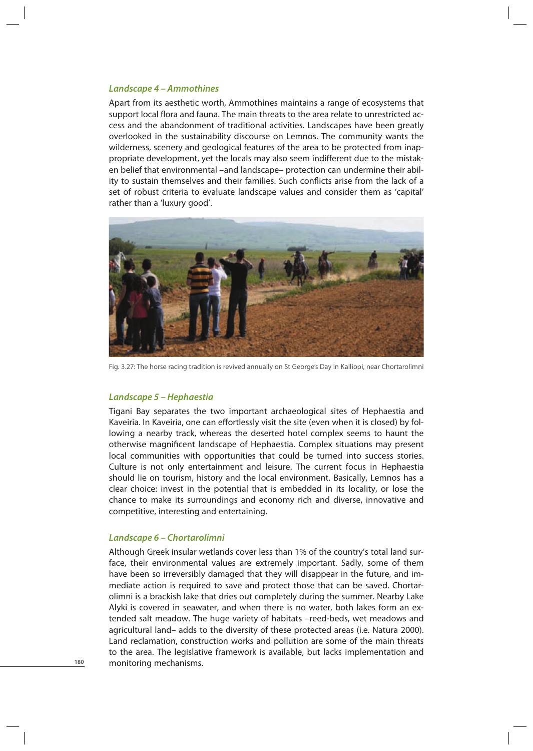### *Landscape 4 – Ammothines*

Apart from its aesthetic worth, Ammothines maintains a range of ecosystems that support local flora and fauna. The main threats to the area relate to unrestricted access and the abandonment of traditional activities. Landscapes have been greatly overlooked in the sustainability discourse on Lemnos. The community wants the wilderness, scenery and geological features of the area to be protected from inappropriate development, yet the locals may also seem indifferent due to the mistaken belief that environmental –and landscape– protection can undermine their ability to sustain themselves and their families. Such conflicts arise from the lack of a set of robust criteria to evaluate landscape values and consider them as 'capital' rather than a 'luxury good'.

Fig. 3.27: The horse racing tradition is revived annually on St George's Day in Kalliopi, near Chortarolimni

### *Landscape 5 – Hephaestia*

Tigani Bay separates the two important archaeological sites of Hephaestia and Kaveiria. In Kaveiria, one can effortlessly visit the site (even when it is closed) by following a nearby track, whereas the deserted hotel complex seems to haunt the otherwise magnificent landscape of Hephaestia. Complex situations may present local communities with opportunities that could be turned into success stories. Culture is not only entertainment and leisure. The current focus in Hephaestia should lie on tourism, history and the local environment. Basically, Lemnos has a clear choice: invest in the potential that is embedded in its locality, or lose the chance to make its surroundings and economy rich and diverse, innovative and competitive, interesting and entertaining.

### *Landscape 6 – Chortarolimni*

Although Greek insular wetlands cover less than 1% of the country's total land surface, their environmental values are extremely important. Sadly, some of them have been so irreversibly damaged that they will disappear in the future, and immediate action is required to save and protect those that can be saved. Chortarolimni is a brackish lake that dries out completely during the summer. Nearby Lake Alyki is covered in seawater, and when there is no water, both lakes form an extended salt meadow. The huge variety of habitats –reed-beds, wet meadows and agricultural land– adds to the diversity of these protected areas (i.e. Natura 2000). Land reclamation, construction works and pollution are some of the main threats to the area. The legislative framework is available, but lacks implementation and monitoring mechanisms.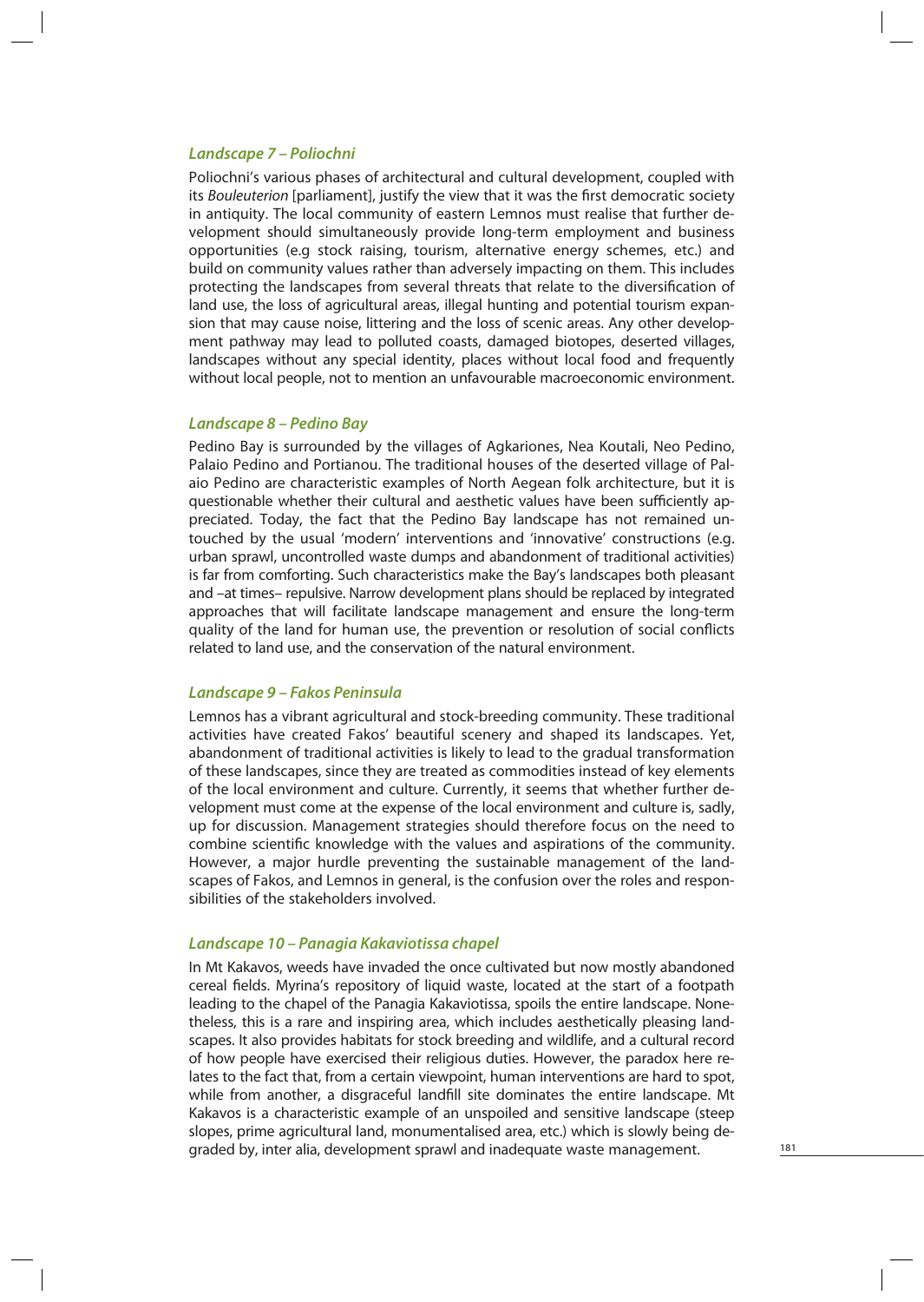### *Landscape 7 – Poliochni*

Poliochni's various phases of architectural and cultural development, coupled with its *Bouleuterion* [parliament], justify the view that it was the first democratic society in antiquity. The local community of eastern Lemnos must realise that further development should simultaneously provide long-term employment and business opportunities (e.g stock raising, tourism, alternative energy schemes, etc.) and build on community values rather than adversely impacting on them. This includes protecting the landscapes from several threats that relate to the diversification of land use, the loss of agricultural areas, illegal hunting and potential tourism expansion that may cause noise, littering and the loss of scenic areas. Any other development pathway may lead to polluted coasts, damaged biotopes, deserted villages, landscapes without any special identity, places without local food and frequently without local people, not to mention an unfavourable macroeconomic environment.

### *Landscape 8 – Pedino Bay*

Pedino Bay is surrounded by the villages of Agkariones, Nea Koutali, Neo Pedino, Palaio Pedino and Portianou. The traditional houses of the deserted village of Palaio Pedino are characteristic examples of North Aegean folk architecture, but it is questionable whether their cultural and aesthetic values have been sufficiently appreciated. Today, the fact that the Pedino Bay landscape has not remained untouched by the usual 'modern' interventions and 'innovative' constructions (e.g. urban sprawl, uncontrolled waste dumps and abandonment of traditional activities) is far from comforting. Such characteristics make the Bay's landscapes both pleasant and –at times– repulsive. Narrow development plans should be replaced by integrated approaches that will facilitate landscape management and ensure the long-term quality of the land for human use, the prevention or resolution of social conflicts related to land use, and the conservation of the natural environment.

### *Landscape 9 – Fakos Peninsula*

Lemnos has a vibrant agricultural and stock-breeding community. These traditional activities have created Fakos' beautiful scenery and shaped its landscapes. Yet, abandonment of traditional activities is likely to lead to the gradual transformation of these landscapes, since they are treated as commodities instead of key elements of the local environment and culture. Currently, it seems that whether further development must come at the expense of the local environment and culture is, sadly, up for discussion. Management strategies should therefore focus on the need to combine scientific knowledge with the values and aspirations of the community. However, a major hurdle preventing the sustainable management of the landscapes of Fakos, and Lemnos in general, is the confusion over the roles and responsibilities of the stakeholders involved.

### *Landscape 10 – Panagia Kakaviotissa chapel*

In Mt Kakavos, weeds have invaded the once cultivated but now mostly abandoned cereal fields. Myrina's repository of liquid waste, located at the start of a footpath leading to the chapel of the Panagia Kakaviotissa, spoils the entire landscape. Nonetheless, this is a rare and inspiring area, which includes aesthetically pleasing landscapes. It also provides habitats for stock breeding and wildlife, and a cultural record of how people have exercised their religious duties. However, the paradox here relates to the fact that, from a certain viewpoint, human interventions are hard to spot, while from another, a disgraceful landfill site dominates the entire landscape. Mt Kakavos is a characteristic example of an unspoiled and sensitive landscape (steep slopes, prime agricultural land, monumentalised area, etc.) which is slowly being degraded by, inter alia, development sprawl and inadequate waste management.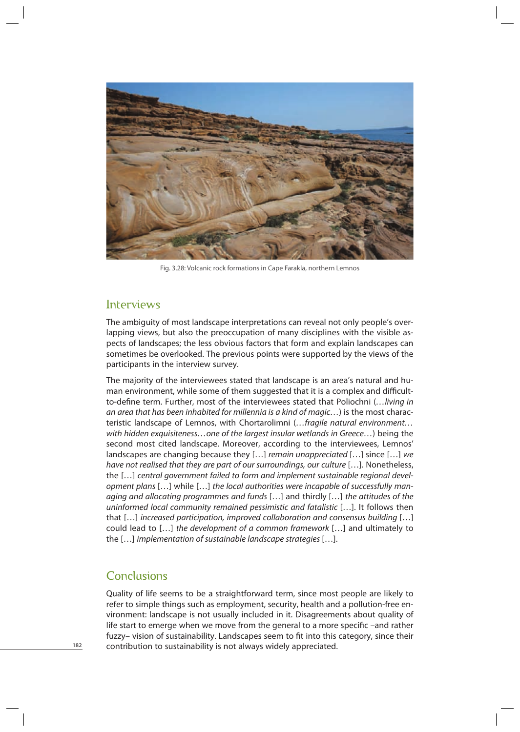Fig. 3.28: Volcanic rock formations in Cape Farakla, northern Lemnos

## Interviews

The ambiguity of most landscape interpretations can reveal not only people's overlapping views, but also the preoccupation of many disciplines with the visible aspects of landscapes; the less obvious factors that form and explain landscapes can sometimes be overlooked. The previous points were supported by the views of the participants in the interview survey.

The majority of the interviewees stated that landscape is an area's natural and human environment, while some of them suggested that it is a complex and difficult-to-define term. Further, most of the interviewees stated that Poliochni (*…living in an area that has been inhabited for millennia is a kind of magic…*) is the most characteristic landscape of Lemnos, with Chortarolimni (*…fragile natural environment…with hidden exquisiteness…one of the largest insular wetlands in Greece…*) being the second most cited landscape. Moreover, according to the interviewees, Lemnos' landscapes are changing because they […] *remain unappreciated* […] since […] *we have not realised that they are part of our surroundings, our culture* […]. Nonetheless, the […] *central government failed to form and implement sustainable regional development plans* […] while […] *the local authorities were incapable of successfully managing and allocating programmes and funds* […] and thirdly […] *the attitudes of the uninformed local community remained pessimistic and fatalistic* […]. It follows then that […] *increased participation, improved collaboration and consensus building* […] could lead to […] *the development of a common framework* […] and ultimately to the […] *implementation of sustainable landscape strategies* […].

## Conclusions

Quality of life seems to be a straightforward term, since most people are likely to refer to simple things such as employment, security, health and a pollution-free environment: landscape is not usually included in it. Disagreements about quality of life start to emerge when we move from the general to a more specific –and rather fuzzy– vision of sustainability. Landscapes seem to fit into this category, since their contribution to sustainability is not always widely appreciated.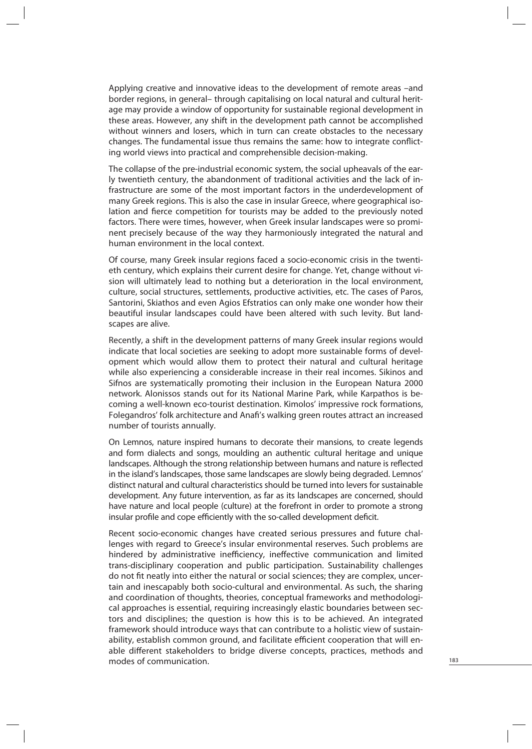Applying creative and innovative ideas to the development of remote areas –and border regions, in general– through capitalising on local natural and cultural heritage may provide a window of opportunity for sustainable regional development in these areas. However, any shift in the development path cannot be accomplished without winners and losers, which in turn can create obstacles to the necessary changes. The fundamental issue thus remains the same: how to integrate conflicting world views into practical and comprehensible decision-making.

The collapse of the pre-industrial economic system, the social upheavals of the early twentieth century, the abandonment of traditional activities and the lack of infrastructure are some of the most important factors in the underdevelopment of many Greek regions. This is also the case in insular Greece, where geographical isolation and fierce competition for tourists may be added to the previously noted factors. There were times, however, when Greek insular landscapes were so prominent precisely because of the way they harmoniously integrated the natural and human environment in the local context.

Of course, many Greek insular regions faced a socio-economic crisis in the twentieth century, which explains their current desire for change. Yet, change without vision will ultimately lead to nothing but a deterioration in the local environment, culture, social structures, settlements, productive activities, etc. The cases of Paros, Santorini, Skiathos and even Agios Efstratios can only make one wonder how their beautiful insular landscapes could have been altered with such levity. But landscapes are alive.

Recently, a shift in the development patterns of many Greek insular regions would indicate that local societies are seeking to adopt more sustainable forms of development which would allow them to protect their natural and cultural heritage while also experiencing a considerable increase in their real incomes. Sikinos and Sifnos are systematically promoting their inclusion in the European Natura 2000 network. Alonissos stands out for its National Marine Park, while Karpathos is becoming a well-known eco-tourist destination. Kimolos' impressive rock formations, Folegandros' folk architecture and Anafi's walking green routes attract an increased number of tourists annually.

On Lemnos, nature inspired humans to decorate their mansions, to create legends and form dialects and songs, moulding an authentic cultural heritage and unique landscapes. Although the strong relationship between humans and nature is reflected in the island's landscapes, those same landscapes are slowly being degraded. Lemnos' distinct natural and cultural characteristics should be turned into levers for sustainable development. Any future intervention, as far as its landscapes are concerned, should have nature and local people (culture) at the forefront in order to promote a strong insular profile and cope efficiently with the so-called development deficit.

Recent socio-economic changes have created serious pressures and future challenges with regard to Greece's insular environmental reserves. Such problems are hindered by administrative inefficiency, ineffective communication and limited trans-disciplinary cooperation and public participation. Sustainability challenges do not fit neatly into either the natural or social sciences; they are complex, uncertain and inescapably both socio-cultural and environmental. As such, the sharing and coordination of thoughts, theories, conceptual frameworks and methodological approaches is essential, requiring increasingly elastic boundaries between sectors and disciplines; the question is how this is to be achieved. An integrated framework should introduce ways that can contribute to a holistic view of sustainability, establish common ground, and facilitate efficient cooperation that will enable different stakeholders to bridge diverse concepts, practices, methods and modes of communication.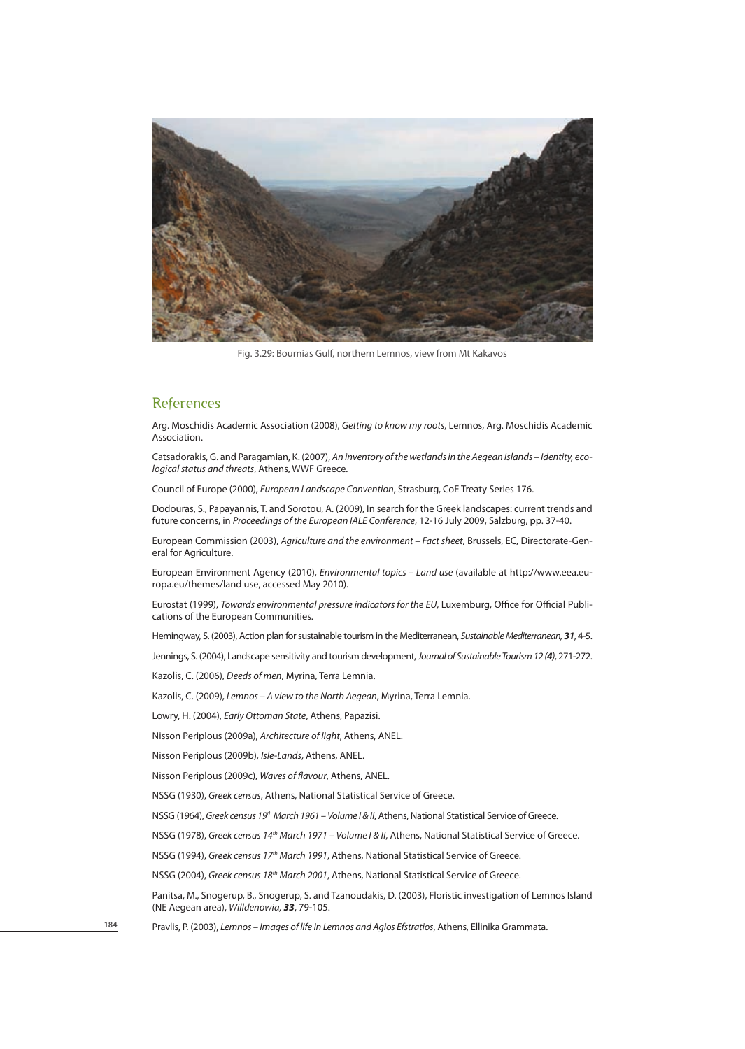Fig. 3.29: Bournias Gulf, northern Lemnos, view from Mt Kakavos

## References

Arg. Moschidis Academic Association (2008), *Getting to know my roots*, Lemnos, Arg. Moschidis Academic Association.

Catsadorakis, G. and Paragamian, K. (2007), *An inventory of the wetlands in the Aegean Islands – Identity, ecological status and threats*, Athens, WWF Greece.

Council of Europe (2000), *European Landscape Convention*, Strasburg, CoE Treaty Series 176.

Dodouras, S., Papayannis, T. and Sorotou, A. (2009), In search for the Greek landscapes: current trends and future concerns, in *Proceedings of the European IALE Conference*, 12-16 July 2009, Salzburg, pp. 37-40.

European Commission (2003), *Agriculture and the environment – Fact sheet*, Brussels, EC, Directorate-General for Agriculture.

European Environment Agency (2010), *Environmental topics – Land use* (available at http://www.eea.europa.eu/themes/land use, accessed May 2010).

Eurostat (1999), *Towards environmental pressure indicators for the EU*, Luxemburg, Office for Official Publications of the European Communities.

Hemingway, S. (2003), Action plan for sustainable tourism in the Mediterranean, *Sustainable Mediterranean, **31***, 4-5.

Jennings, S. (2004), Landscape sensitivity and tourism development, *Journal of Sustainable Tourism 12 (**4**)*, 271-272.

Kazolis, C. (2006), *Deeds of men*, Myrina, Terra Lemnia.

Kazolis, C. (2009), *Lemnos – A view to the North Aegean*, Myrina, Terra Lemnia.

Lowry, H. (2004), *Early Ottoman State*, Athens, Papazisi.

Nisson Periplous (2009a), *Architecture of light*, Athens, ANEL.

Nisson Periplous (2009b), *Isle-Lands*, Athens, ANEL.

Nisson Periplous (2009c), *Waves of flavour*, Athens, ANEL.

NSSG (1930), *Greek census*, Athens, National Statistical Service of Greece.

NSSG (1964), *Greek census 19th March 1961 – Volume I & II*, Athens, National Statistical Service of Greece.

NSSG (1978), *Greek census 14th March 1971 – Volume I & II*, Athens, National Statistical Service of Greece.

NSSG (1994), *Greek census 17th March 1991*, Athens, National Statistical Service of Greece.

NSSG (2004), *Greek census 18th March 2001*, Athens, National Statistical Service of Greece.

Panitsa, M., Snogerup, B., Snogerup, S. and Tzanoudakis, D. (2003), Floristic investigation of Lemnos Island (NE Aegean area), *Willdenowia, **33***, 79-105.

Pravlis, P. (2003), *Lemnos – Images of life in Lemnos and Agios Efstratios*, Athens, Ellinika Grammata.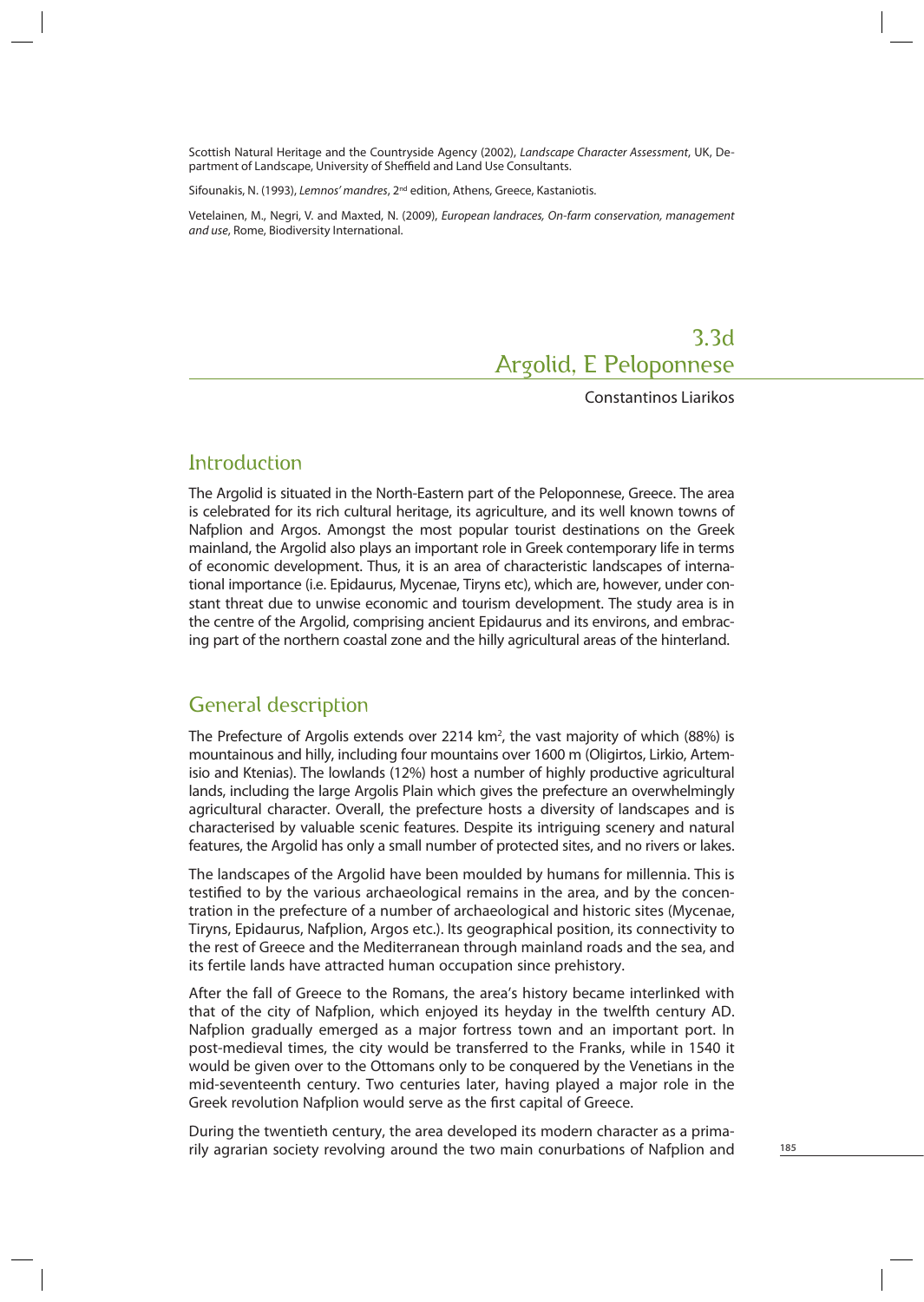Scottish Natural Heritage and the Countryside Agency (2002), *Landscape Character Assessment*, UK, Department of Landscape, University of Sheffield and Land Use Consultants.

Sifounakis, N. (1993), *Lemnos' mandres*, 2nd edition, Athens, Greece, Kastaniotis.

Vetelainen, M., Negri, V. and Maxted, N. (2009), *European landraces, On-farm conservation, management and use*, Rome, Biodiversity International.

# 3.3d Argolid, E Peloponnese

Constantinos Liarikos

## Introduction

The Argolid is situated in the North-Eastern part of the Peloponnese, Greece. The area is celebrated for its rich cultural heritage, its agriculture, and its well known towns of Nafplion and Argos. Amongst the most popular tourist destinations on the Greek mainland, the Argolid also plays an important role in Greek contemporary life in terms of economic development. Thus, it is an area of characteristic landscapes of international importance (i.e. Epidaurus, Mycenae, Tiryns etc), which are, however, under constant threat due to unwise economic and tourism development. The study area is in the centre of the Argolid, comprising ancient Epidaurus and its environs, and embracing part of the northern coastal zone and the hilly agricultural areas of the hinterland.

## General description

The Prefecture of Argolis extends over 2214 km$^2$, the vast majority of which (88%) is mountainous and hilly, including four mountains over 1600 m (Oligirtos, Lirkio, Artemisio and Ktenias). The lowlands (12%) host a number of highly productive agricultural lands, including the large Argolis Plain which gives the prefecture an overwhelmingly agricultural character. Overall, the prefecture hosts a diversity of landscapes and is characterised by valuable scenic features. Despite its intriguing scenery and natural features, the Argolid has only a small number of protected sites, and no rivers or lakes.

The landscapes of the Argolid have been moulded by humans for millennia. This is testified to by the various archaeological remains in the area, and by the concentration in the prefecture of a number of archaeological and historic sites (Mycenae, Tiryns, Epidaurus, Nafplion, Argos etc.). Its geographical position, its connectivity to the rest of Greece and the Mediterranean through mainland roads and the sea, and its fertile lands have attracted human occupation since prehistory.

After the fall of Greece to the Romans, the area's history became interlinked with that of the city of Nafplion, which enjoyed its heyday in the twelfth century AD. Nafplion gradually emerged as a major fortress town and an important port. In post-medieval times, the city would be transferred to the Franks, while in 1540 it would be given over to the Ottomans only to be conquered by the Venetians in the mid-seventeenth century. Two centuries later, having played a major role in the Greek revolution Nafplion would serve as the first capital of Greece.

During the twentieth century, the area developed its modern character as a primarily agrarian society revolving around the two main conurbations of Nafplion and